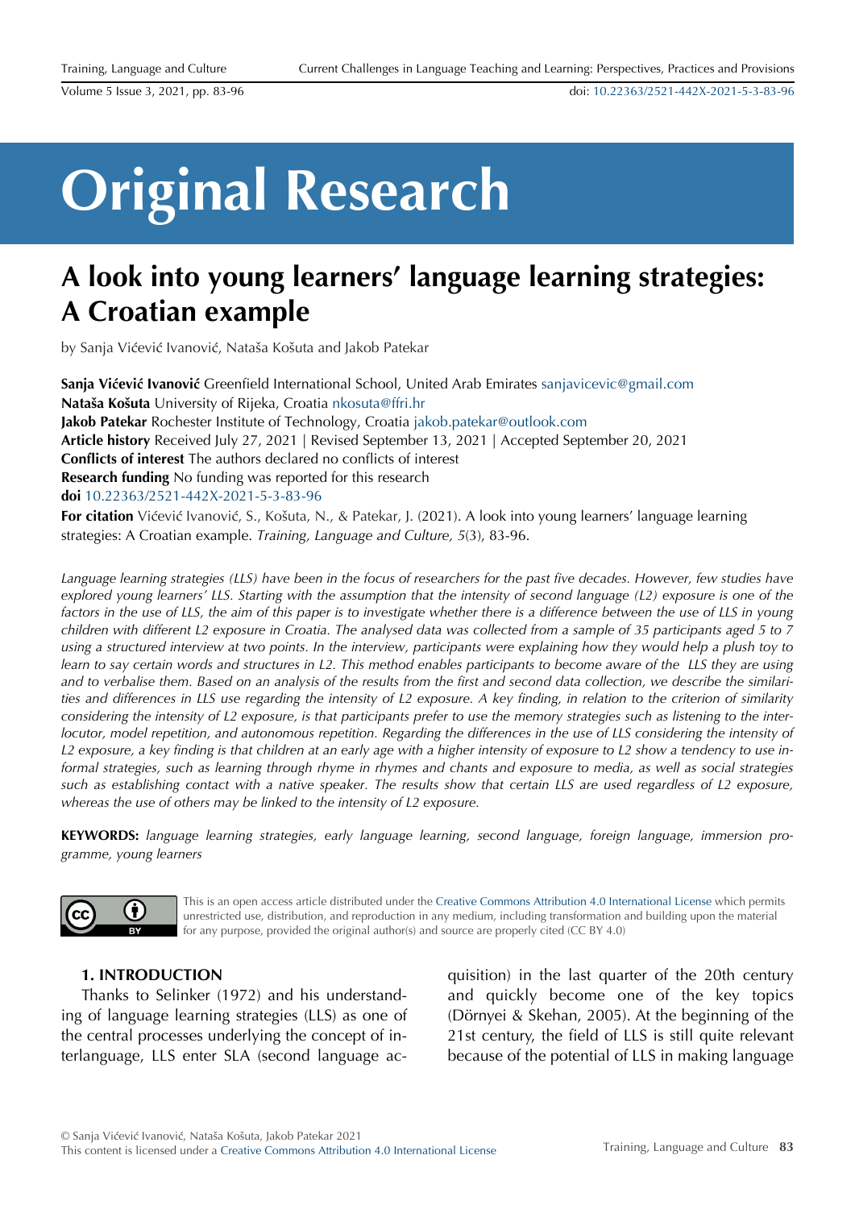# Original Research

## A look into young learners' language learning strategies: A Croatian example

by Sanja Vićević Ivanović, Nataša Košuta and Jakob Patekar

**Sanja Vićević Ivanović** Greenfield International School, United Arab Emirates sanjavicevic@gmail.com
**Nataša Košuta** University of Rijeka, Croatia nkosuta@ffri.hr
**Jakob Patekar** Rochester Institute of Technology, Croatia jakob.patekar@outlook.com
**Article history** Received July 27, 2021 | Revised September 13, 2021 | Accepted September 20, 2021
**Conflicts of interest** The authors declared no conflicts of interest
**Research funding** No funding was reported for this research
**doi** 10.22363/2521-442X-2021-5-3-83-96
**For citation** Vićević Ivanović, S., Košuta, N., & Patekar, J. (2021). A look into young learners' language learning strategies: A Croatian example. *Training, Language and Culture, 5*(3), 83-96.

*Language learning strategies (LLS) have been in the focus of researchers for the past five decades. However, few studies have explored young learners' LLS. Starting with the assumption that the intensity of second language (L2) exposure is one of the factors in the use of LLS, the aim of this paper is to investigate whether there is a difference between the use of LLS in young children with different L2 exposure in Croatia. The analysed data was collected from a sample of 35 participants aged 5 to 7 using a structured interview at two points. In the interview, participants were explaining how they would help a plush toy to learn to say certain words and structures in L2. This method enables participants to become aware of the LLS they are using and to verbalise them. Based on an analysis of the results from the first and second data collection, we describe the similarities and differences in LLS use regarding the intensity of L2 exposure. A key finding, in relation to the criterion of similarity considering the intensity of L2 exposure, is that participants prefer to use the memory strategies such as listening to the interlocutor, model repetition, and autonomous repetition. Regarding the differences in the use of LLS considering the intensity of L2 exposure, a key finding is that children at an early age with a higher intensity of exposure to L2 show a tendency to use informal strategies, such as learning through rhyme in rhymes and chants and exposure to media, as well as social strategies such as establishing contact with a native speaker. The results show that certain LLS are used regardless of L2 exposure, whereas the use of others may be linked to the intensity of L2 exposure.*

**KEYWORDS:** *language learning strategies, early language learning, second language, foreign language, immersion programme, young learners*

This is an open access article distributed under the Creative Commons Attribution 4.0 International License which permits unrestricted use, distribution, and reproduction in any medium, including transformation and building upon the material for any purpose, provided the original author(s) and source are properly cited (CC BY 4.0)

### 1. INTRODUCTION

Thanks to Selinker (1972) and his understanding of language learning strategies (LLS) as one of the central processes underlying the concept of interlanguage, LLS enter SLA (second language acquisition) in the last quarter of the 20th century and quickly become one of the key topics (Dörnyei & Skehan, 2005). At the beginning of the 21st century, the field of LLS is still quite relevant because of the potential of LLS in making language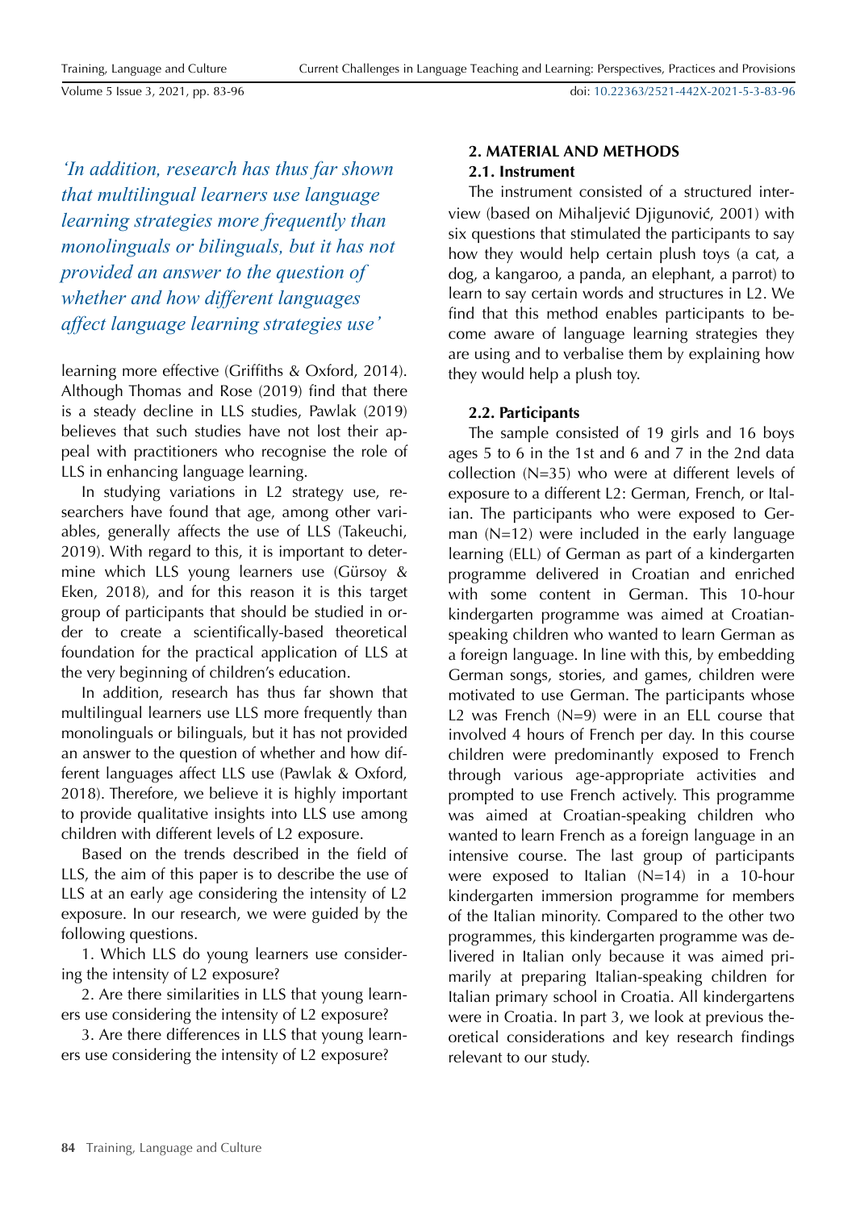*'In addition, research has thus far shown that multilingual learners use language learning strategies more frequently than monolinguals or bilinguals, but it has not provided an answer to the question of whether and how different languages affect language learning strategies use'*

learning more effective (Griffiths & Oxford, 2014). Although Thomas and Rose (2019) find that there is a steady decline in LLS studies, Pawlak (2019) believes that such studies have not lost their appeal with practitioners who recognise the role of LLS in enhancing language learning.

In studying variations in L2 strategy use, researchers have found that age, among other variables, generally affects the use of LLS (Takeuchi, 2019). With regard to this, it is important to determine which LLS young learners use (Gürsoy & Eken, 2018), and for this reason it is this target group of participants that should be studied in order to create a scientifically-based theoretical foundation for the practical application of LLS at the very beginning of children's education.

In addition, research has thus far shown that multilingual learners use LLS more frequently than monolinguals or bilinguals, but it has not provided an answer to the question of whether and how different languages affect LLS use (Pawlak & Oxford, 2018). Therefore, we believe it is highly important to provide qualitative insights into LLS use among children with different levels of L2 exposure.

Based on the trends described in the field of LLS, the aim of this paper is to describe the use of LLS at an early age considering the intensity of L2 exposure. In our research, we were guided by the following questions.

1. Which LLS do young learners use considering the intensity of L2 exposure?
2. Are there similarities in LLS that young learners use considering the intensity of L2 exposure?
3. Are there differences in LLS that young learners use considering the intensity of L2 exposure?

## 2. MATERIAL AND METHODS

### 2.1. Instrument

The instrument consisted of a structured interview (based on Mihaljević Djigunović, 2001) with six questions that stimulated the participants to say how they would help certain plush toys (a cat, a dog, a kangaroo, a panda, an elephant, a parrot) to learn to say certain words and structures in L2. We find that this method enables participants to become aware of language learning strategies they are using and to verbalise them by explaining how they would help a plush toy.

### 2.2. Participants

The sample consisted of 19 girls and 16 boys ages 5 to 6 in the 1st and 6 and 7 in the 2nd data collection (N=35) who were at different levels of exposure to a different L2: German, French, or Italian. The participants who were exposed to German (N=12) were included in the early language learning (ELL) of German as part of a kindergarten programme delivered in Croatian and enriched with some content in German. This 10-hour kindergarten programme was aimed at Croatian-speaking children who wanted to learn German as a foreign language. In line with this, by embedding German songs, stories, and games, children were motivated to use German. The participants whose L2 was French (N=9) were in an ELL course that involved 4 hours of French per day. In this course children were predominantly exposed to French through various age-appropriate activities and prompted to use French actively. This programme was aimed at Croatian-speaking children who wanted to learn French as a foreign language in an intensive course. The last group of participants were exposed to Italian (N=14) in a 10-hour kindergarten immersion programme for members of the Italian minority. Compared to the other two programmes, this kindergarten programme was delivered in Italian only because it was aimed primarily at preparing Italian-speaking children for Italian primary school in Croatia. All kindergartens were in Croatia. In part 3, we look at previous theoretical considerations and key research findings relevant to our study.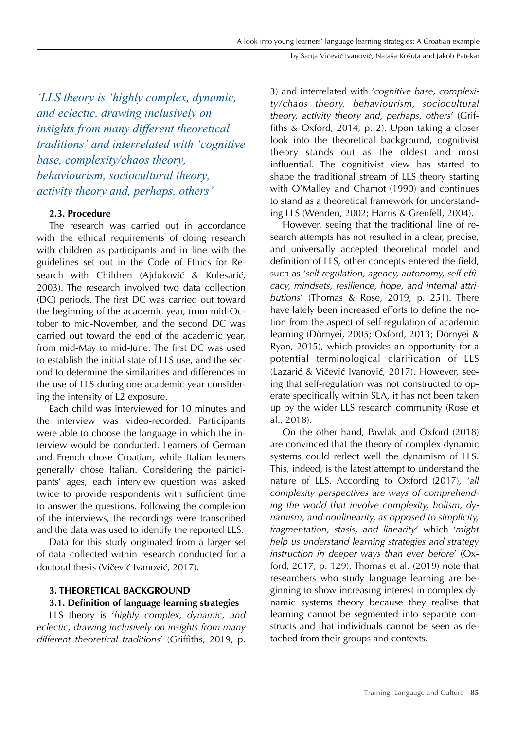*'LLS theory is 'highly complex, dynamic, and eclectic, drawing inclusively on insights from many different theoretical traditions' and interrelated with 'cognitive base, complexity/chaos theory, behaviourism, sociocultural theory, activity theory and, perhaps, others'*

### 2.3. Procedure

The research was carried out in accordance with the ethical requirements of doing research with children as participants and in line with the guidelines set out in the Code of Ethics for Research with Children (Ajduković & Kolesarić, 2003). The research involved two data collection (DC) periods. The first DC was carried out toward the beginning of the academic year, from mid-October to mid-November, and the second DC was carried out toward the end of the academic year, from mid-May to mid-June. The first DC was used to establish the initial state of LLS use, and the second to determine the similarities and differences in the use of LLS during one academic year considering the intensity of L2 exposure.

Each child was interviewed for 10 minutes and the interview was video-recorded. Participants were able to choose the language in which the interview would be conducted. Learners of German and French chose Croatian, while Italian leaners generally chose Italian. Considering the participants' ages, each interview question was asked twice to provide respondents with sufficient time to answer the questions. Following the completion of the interviews, the recordings were transcribed and the data was used to identify the reported LLS.

Data for this study originated from a larger set of data collected within research conducted for a doctoral thesis (Vičević Ivanović, 2017).

## 3. THEORETICAL BACKGROUND

### 3.1. Definition of language learning strategies

LLS theory is '*highly complex, dynamic, and eclectic, drawing inclusively on insights from many different theoretical traditions*' (Griffiths, 2019, p. 3) and interrelated with '*cognitive base, complexity/chaos theory, behaviourism, sociocultural theory, activity theory and, perhaps, others*' (Griffiths & Oxford, 2014, p. 2). Upon taking a closer look into the theoretical background, cognitivist theory stands out as the oldest and most influential. The cognitivist view has started to shape the traditional stream of LLS theory starting with O'Malley and Chamot (1990) and continues to stand as a theoretical framework for understanding LLS (Wenden, 2002; Harris & Grenfell, 2004).

However, seeing that the traditional line of research attempts has not resulted in a clear, precise, and universally accepted theoretical model and definition of LLS, other concepts entered the field, such as '*self-regulation, agency, autonomy, self-efficacy, mindsets, resilience, hope, and internal attributions*' (Thomas & Rose, 2019, p. 251). There have lately been increased efforts to define the notion from the aspect of self-regulation of academic learning (Dörnyei, 2005; Oxford, 2013; Dörnyei & Ryan, 2015), which provides an opportunity for a potential terminological clarification of LLS (Lazarić & Vičević Ivanović, 2017). However, seeing that self-regulation was not constructed to operate specifically within SLA, it has not been taken up by the wider LLS research community (Rose et al., 2018).

On the other hand, Pawlak and Oxford (2018) are convinced that the theory of complex dynamic systems could reflect well the dynamism of LLS. This, indeed, is the latest attempt to understand the nature of LLS. According to Oxford (2017), '*all complexity perspectives are ways of comprehending the world that involve complexity, holism, dynamism, and nonlinearity, as opposed to simplicity, fragmentation, stasis, and linearity*' which '*might help us understand learning strategies and strategy instruction in deeper ways than ever before*' (Oxford, 2017, p. 129). Thomas et al. (2019) note that researchers who study language learning are beginning to show increasing interest in complex dynamic systems theory because they realise that learning cannot be segmented into separate constructs and that individuals cannot be seen as detached from their groups and contexts.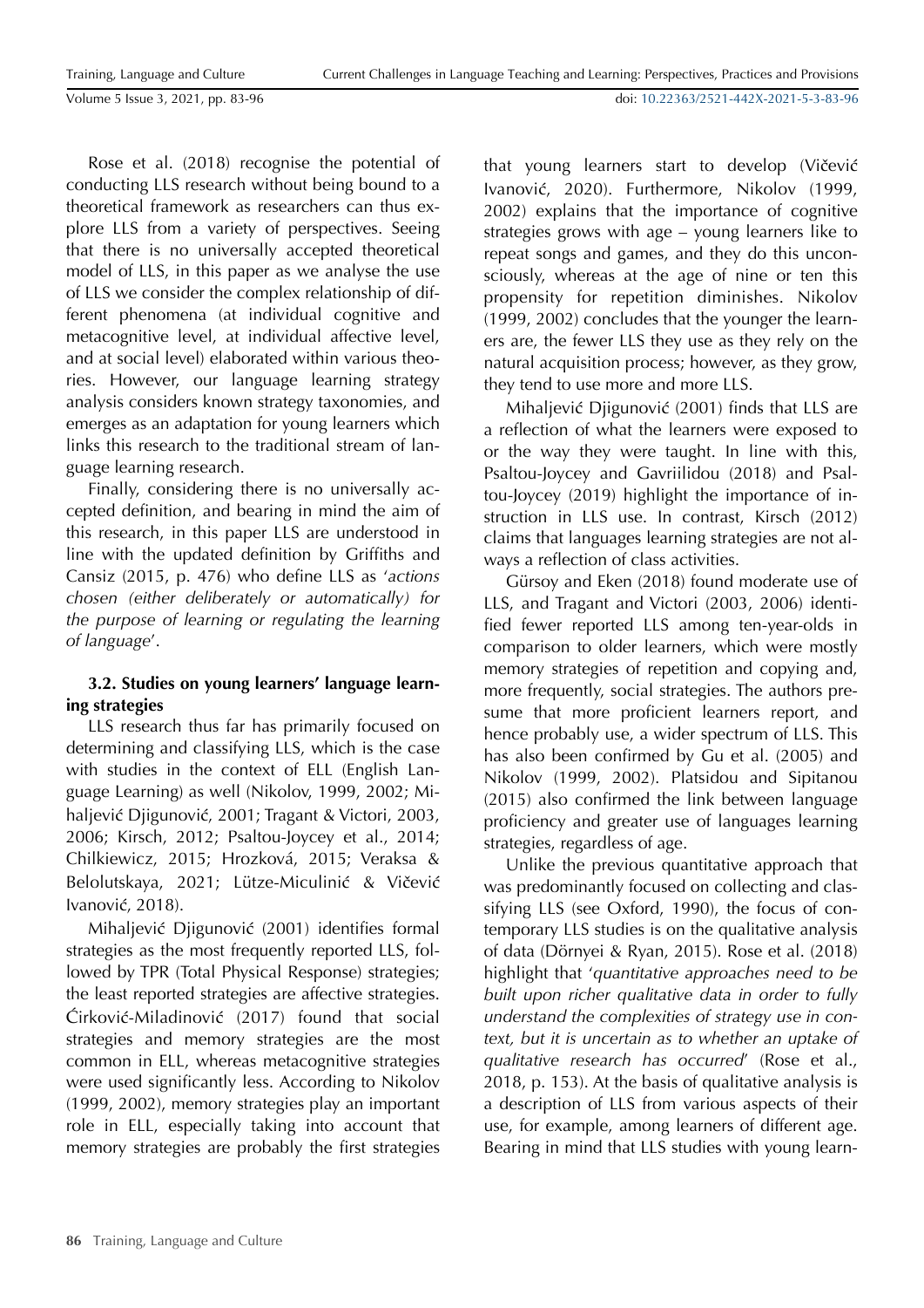Rose et al. (2018) recognise the potential of conducting LLS research without being bound to a theoretical framework as researchers can thus explore LLS from a variety of perspectives. Seeing that there is no universally accepted theoretical model of LLS, in this paper as we analyse the use of LLS we consider the complex relationship of different phenomena (at individual cognitive and metacognitive level, at individual affective level, and at social level) elaborated within various theories. However, our language learning strategy analysis considers known strategy taxonomies, and emerges as an adaptation for young learners which links this research to the traditional stream of language learning research.

Finally, considering there is no universally accepted definition, and bearing in mind the aim of this research, in this paper LLS are understood in line with the updated definition by Griffiths and Cansiz (2015, p. 476) who define LLS as '*actions chosen (either deliberately or automatically) for the purpose of learning or regulating the learning of language*'.

### 3.2. Studies on young learners' language learning strategies

LLS research thus far has primarily focused on determining and classifying LLS, which is the case with studies in the context of ELL (English Language Learning) as well (Nikolov, 1999, 2002; Mihaljević Djigunović, 2001; Tragant & Victori, 2003, 2006; Kirsch, 2012; Psaltou-Joycey et al., 2014; Chilkiewicz, 2015; Hrozková, 2015; Veraksa & Belolutskaya, 2021; Lütze-Miculinić & Vičević Ivanović, 2018).

Mihaljević Djigunović (2001) identifies formal strategies as the most frequently reported LLS, followed by TPR (Total Physical Response) strategies; the least reported strategies are affective strategies. Ćirković-Miladinović (2017) found that social strategies and memory strategies are the most common in ELL, whereas metacognitive strategies were used significantly less. According to Nikolov (1999, 2002), memory strategies play an important role in ELL, especially taking into account that memory strategies are probably the first strategies that young learners start to develop (Vičević Ivanović, 2020). Furthermore, Nikolov (1999, 2002) explains that the importance of cognitive strategies grows with age – young learners like to repeat songs and games, and they do this unconsciously, whereas at the age of nine or ten this propensity for repetition diminishes. Nikolov (1999, 2002) concludes that the younger the learners are, the fewer LLS they use as they rely on the natural acquisition process; however, as they grow, they tend to use more and more LLS.

Mihaljević Djigunović (2001) finds that LLS are a reflection of what the learners were exposed to or the way they were taught. In line with this, Psaltou-Joycey and Gavriilidou (2018) and Psaltou-Joycey (2019) highlight the importance of instruction in LLS use. In contrast, Kirsch (2012) claims that languages learning strategies are not always a reflection of class activities.

Gürsoy and Eken (2018) found moderate use of LLS, and Tragant and Victori (2003, 2006) identified fewer reported LLS among ten-year-olds in comparison to older learners, which were mostly memory strategies of repetition and copying and, more frequently, social strategies. The authors presume that more proficient learners report, and hence probably use, a wider spectrum of LLS. This has also been confirmed by Gu et al. (2005) and Nikolov (1999, 2002). Platsidou and Sipitanou (2015) also confirmed the link between language proficiency and greater use of languages learning strategies, regardless of age.

Unlike the previous quantitative approach that was predominantly focused on collecting and classifying LLS (see Oxford, 1990), the focus of contemporary LLS studies is on the qualitative analysis of data (Dörnyei & Ryan, 2015). Rose et al. (2018) highlight that '*quantitative approaches need to be built upon richer qualitative data in order to fully understand the complexities of strategy use in context, but it is uncertain as to whether an uptake of qualitative research has occurred*' (Rose et al., 2018, p. 153). At the basis of qualitative analysis is a description of LLS from various aspects of their use, for example, among learners of different age. Bearing in mind that LLS studies with young learn-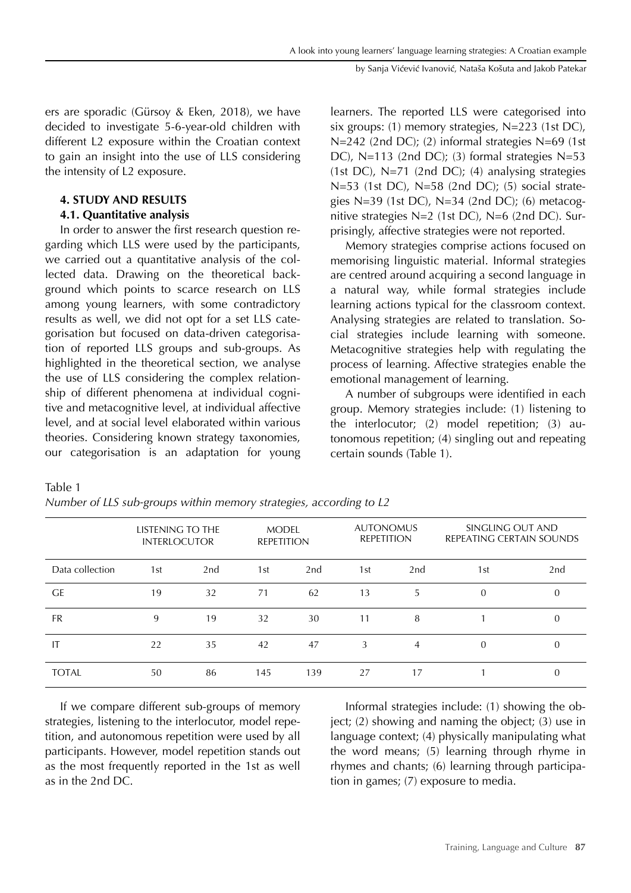ers are sporadic (Gürsoy & Eken, 2018), we have decided to investigate 5-6-year-old children with different L2 exposure within the Croatian context to gain an insight into the use of LLS considering the intensity of L2 exposure.

## 4. STUDY AND RESULTS

### 4.1. Quantitative analysis

In order to answer the first research question regarding which LLS were used by the participants, we carried out a quantitative analysis of the collected data. Drawing on the theoretical background which points to scarce research on LLS among young learners, with some contradictory results as well, we did not opt for a set LLS categorisation but focused on data-driven categorisation of reported LLS groups and sub-groups. As highlighted in the theoretical section, we analyse the use of LLS considering the complex relationship of different phenomena at individual cognitive and metacognitive level, at individual affective level, and at social level elaborated within various theories. Considering known strategy taxonomies, our categorisation is an adaptation for young learners. The reported LLS were categorised into six groups: (1) memory strategies, N=223 (1st DC), N=242 (2nd DC); (2) informal strategies N=69 (1st DC), N=113 (2nd DC); (3) formal strategies N=53 (1st DC), N=71 (2nd DC); (4) analysing strategies N=53 (1st DC), N=58 (2nd DC); (5) social strategies N=39 (1st DC), N=34 (2nd DC); (6) metacognitive strategies N=2 (1st DC), N=6 (2nd DC). Surprisingly, affective strategies were not reported.

Memory strategies comprise actions focused on memorising linguistic material. Informal strategies are centred around acquiring a second language in a natural way, while formal strategies include learning actions typical for the classroom context. Analysing strategies are related to translation. Social strategies include learning with someone. Metacognitive strategies help with regulating the process of learning. Affective strategies enable the emotional management of learning.

A number of subgroups were identified in each group. Memory strategies include: (1) listening to the interlocutor; (2) model repetition; (3) autonomous repetition; (4) singling out and repeating certain sounds (Table 1).

Table 1

*Number of LLS sub-groups within memory strategies, according to L2*

| | LISTENING TO THE INTERLOCUTOR | | MODEL REPETITION | | AUTONOMUS REPETITION | | SINGLING OUT AND REPEATING CERTAIN SOUNDS | |
|---|---|---|---|---|---|---|---|---|
| Data collection | 1st | 2nd | 1st | 2nd | 1st | 2nd | 1st | 2nd |
| GE | 19 | 32 | 71 | 62 | 13 | 5 | 0 | 0 |
| FR | 9 | 19 | 32 | 30 | 11 | 8 | 1 | 0 |
| IT | 22 | 35 | 42 | 47 | 3 | 4 | 0 | 0 |
| TOTAL | 50 | 86 | 145 | 139 | 27 | 17 | 1 | 0 |

If we compare different sub-groups of memory strategies, listening to the interlocutor, model repetition, and autonomous repetition were used by all participants. However, model repetition stands out as the most frequently reported in the 1st as well as in the 2nd DC.

Informal strategies include: (1) showing the object; (2) showing and naming the object; (3) use in language context; (4) physically manipulating what the word means; (5) learning through rhyme in rhymes and chants; (6) learning through participation in games; (7) exposure to media.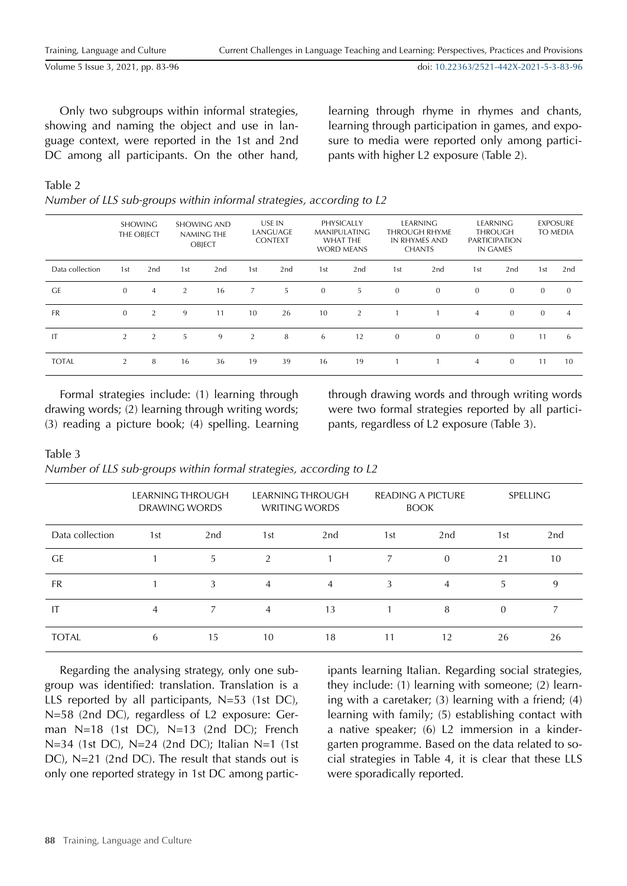Only two subgroups within informal strategies, showing and naming the object and use in language context, were reported in the 1st and 2nd DC among all participants. On the other hand, learning through rhyme in rhymes and chants, learning through participation in games, and exposure to media were reported only among participants with higher L2 exposure (Table 2).

Table 2

*Number of LLS sub-groups within informal strategies, according to L2*

| | SHOWING THE OBJECT | | SHOWING AND NAMING THE OBJECT | | USE IN LANGUAGE CONTEXT | | PHYSICALLY MANIPULATING WHAT THE WORD MEANS | | LEARNING THROUGH RHYME IN RHYMES AND CHANTS | | LEARNING THROUGH PARTICIPATION IN GAMES | | EXPOSURE TO MEDIA | |
|---|---|---|---|---|---|---|---|---|---|---|---|---|---|---|
| Data collection | 1st | 2nd | 1st | 2nd | 1st | 2nd | 1st | 2nd | 1st | 2nd | 1st | 2nd | 1st | 2nd |
| GE | 0 | 4 | 2 | 16 | 7 | 5 | 0 | 5 | 0 | 0 | 0 | 0 | 0 | 0 |
| FR | 0 | 2 | 9 | 11 | 10 | 26 | 10 | 2 | 1 | 1 | 4 | 0 | 0 | 4 |
| IT | 2 | 2 | 5 | 9 | 2 | 8 | 6 | 12 | 0 | 0 | 0 | 0 | 11 | 6 |
| TOTAL | 2 | 8 | 16 | 36 | 19 | 39 | 16 | 19 | 1 | 1 | 4 | 0 | 11 | 10 |

Formal strategies include: (1) learning through drawing words; (2) learning through writing words; (3) reading a picture book; (4) spelling. Learning through drawing words and through writing words were two formal strategies reported by all participants, regardless of L2 exposure (Table 3).

Table 3

*Number of LLS sub-groups within formal strategies, according to L2*

| | LEARNING THROUGH DRAWING WORDS | | LEARNING THROUGH WRITING WORDS | | READING A PICTURE BOOK | | SPELLING | |
|---|---|---|---|---|---|---|---|---|
| Data collection | 1st | 2nd | 1st | 2nd | 1st | 2nd | 1st | 2nd |
| GE | 1 | 5 | 2 | 1 | 7 | 0 | 21 | 10 |
| FR | 1 | 3 | 4 | 4 | 3 | 4 | 5 | 9 |
| IT | 4 | 7 | 4 | 13 | 1 | 8 | 0 | 7 |
| TOTAL | 6 | 15 | 10 | 18 | 11 | 12 | 26 | 26 |

Regarding the analysing strategy, only one subgroup was identified: translation. Translation is a LLS reported by all participants, N=53 (1st DC), N=58 (2nd DC), regardless of L2 exposure: German N=18 (1st DC), N=13 (2nd DC); French N=34 (1st DC), N=24 (2nd DC); Italian N=1 (1st DC), N=21 (2nd DC). The result that stands out is only one reported strategy in 1st DC among participants learning Italian. Regarding social strategies, they include: (1) learning with someone; (2) learning with a caretaker; (3) learning with a friend; (4) learning with family; (5) establishing contact with a native speaker; (6) L2 immersion in a kindergarten programme. Based on the data related to social strategies in Table 4, it is clear that these LLS were sporadically reported.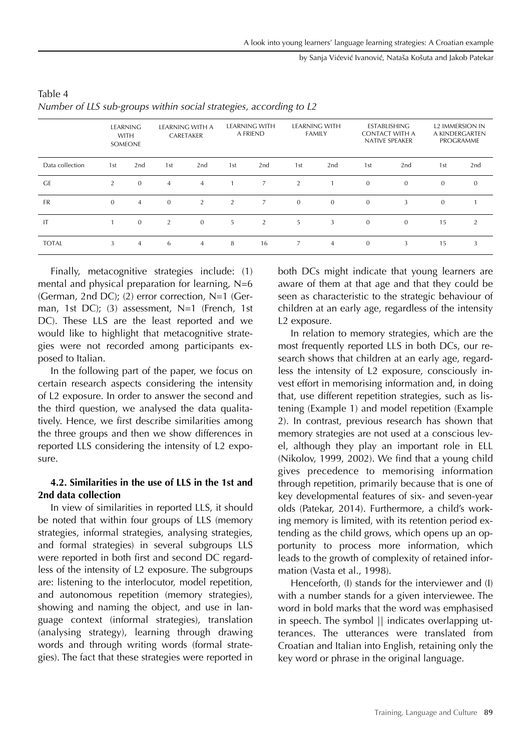Table 4

*Number of LLS sub-groups within social strategies, according to L2*

| | LEARNING WITH SOMEONE | | LEARNING WITH A CARETAKER | | LEARNING WITH A FRIEND | | LEARNING WITH FAMILY | | ESTABLISHING CONTACT WITH A NATIVE SPEAKER | | L2 IMMERSION IN A KINDERGARTEN PROGRAMME | |
|---|---|---|---|---|---|---|---|---|---|---|---|---|
| Data collection | 1st | 2nd | 1st | 2nd | 1st | 2nd | 1st | 2nd | 1st | 2nd | 1st | 2nd |
| GE | 2 | 0 | 4 | 4 | 1 | 7 | 2 | 1 | 0 | 0 | 0 | 0 |
| FR | 0 | 4 | 0 | 2 | 2 | 7 | 0 | 0 | 0 | 3 | 0 | 1 |
| IT | 1 | 0 | 2 | 0 | 5 | 2 | 5 | 3 | 0 | 0 | 15 | 2 |
| TOTAL | 3 | 4 | 6 | 4 | 8 | 16 | 7 | 4 | 0 | 3 | 15 | 3 |

Finally, metacognitive strategies include: (1) mental and physical preparation for learning, N=6 (German, 2nd DC); (2) error correction, N=1 (German, 1st DC); (3) assessment, N=1 (French, 1st DC). These LLS are the least reported and we would like to highlight that metacognitive strategies were not recorded among participants exposed to Italian.

In the following part of the paper, we focus on certain research aspects considering the intensity of L2 exposure. In order to answer the second and the third question, we analysed the data qualitatively. Hence, we first describe similarities among the three groups and then we show differences in reported LLS considering the intensity of L2 exposure.

### 4.2. Similarities in the use of LLS in the 1st and 2nd data collection

In view of similarities in reported LLS, it should be noted that within four groups of LLS (memory strategies, informal strategies, analysing strategies, and formal strategies) in several subgroups LLS were reported in both first and second DC regardless of the intensity of L2 exposure. The subgroups are: listening to the interlocutor, model repetition, and autonomous repetition (memory strategies), showing and naming the object, and use in language context (informal strategies), translation (analysing strategy), learning through drawing words and through writing words (formal strategies). The fact that these strategies were reported in both DCs might indicate that young learners are aware of them at that age and that they could be seen as characteristic to the strategic behaviour of children at an early age, regardless of the intensity L2 exposure.

In relation to memory strategies, which are the most frequently reported LLS in both DCs, our research shows that children at an early age, regardless the intensity of L2 exposure, consciously invest effort in memorising information and, in doing that, use different repetition strategies, such as listening (Example 1) and model repetition (Example 2). In contrast, previous research has shown that memory strategies are not used at a conscious level, although they play an important role in ELL (Nikolov, 1999, 2002). We find that a young child gives precedence to memorising information through repetition, primarily because that is one of key developmental features of six- and seven-year olds (Patekar, 2014). Furthermore, a child's working memory is limited, with its retention period extending as the child grows, which opens up an opportunity to process more information, which leads to the growth of complexity of retained information (Vasta et al., 1998).

Henceforth, (I) stands for the interviewer and (I) with a number stands for a given interviewee. The word in bold marks that the word was emphasised in speech. The symbol || indicates overlapping utterances. The utterances were translated from Croatian and Italian into English, retaining only the key word or phrase in the original language.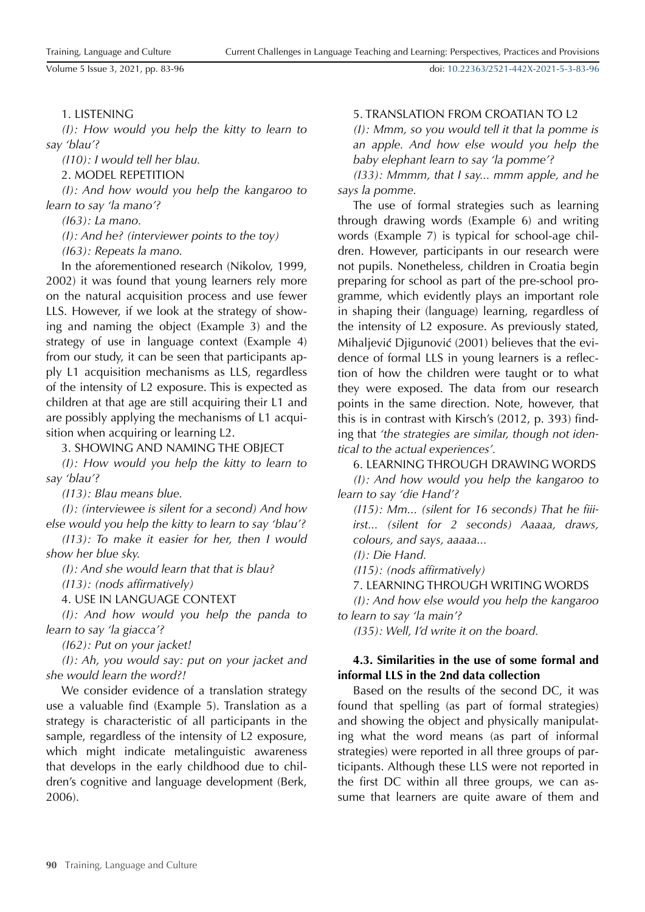1. LISTENING

*(I): How would you help the kitty to learn to say 'blau'?*

*(I10): I would tell her blau.*

2. MODEL REPETITION

*(I): And how would you help the kangaroo to learn to say 'la mano'?*

*(I63): La mano.*

*(I): And he? (interviewer points to the toy)*

*(I63): Repeats la mano.*

In the aforementioned research (Nikolov, 1999, 2002) it was found that young learners rely more on the natural acquisition process and use fewer LLS. However, if we look at the strategy of showing and naming the object (Example 3) and the strategy of use in language context (Example 4) from our study, it can be seen that participants apply L1 acquisition mechanisms as LLS, regardless of the intensity of L2 exposure. This is expected as children at that age are still acquiring their L1 and are possibly applying the mechanisms of L1 acquisition when acquiring or learning L2.

3. SHOWING AND NAMING THE OBJECT

*(I): How would you help the kitty to learn to say 'blau'?*

*(I13): Blau means blue.*

*(I): (interviewee is silent for a second) And how else would you help the kitty to learn to say 'blau'?*

*(I13): To make it easier for her, then I would show her blue sky.*

*(I): And she would learn that that is blau?*

*(I13): (nods affirmatively)*

4. USE IN LANGUAGE CONTEXT

*(I): And how would you help the panda to learn to say 'la giacca'?*

*(I62): Put on your jacket!*

*(I): Ah, you would say: put on your jacket and she would learn the word?!*

We consider evidence of a translation strategy use a valuable find (Example 5). Translation as a strategy is characteristic of all participants in the sample, regardless of the intensity of L2 exposure, which might indicate metalinguistic awareness that develops in the early childhood due to children's cognitive and language development (Berk, 2006).

5. TRANSLATION FROM CROATIAN TO L2

*(I): Mmm, so you would tell it that la pomme is an apple. And how else would you help the baby elephant learn to say 'la pomme'?*

*(I33): Mmmm, that I say... mmm apple, and he says la pomme.*

The use of formal strategies such as learning through drawing words (Example 6) and writing words (Example 7) is typical for school-age children. However, participants in our research were not pupils. Nonetheless, children in Croatia begin preparing for school as part of the pre-school programme, which evidently plays an important role in shaping their (language) learning, regardless of the intensity of L2 exposure. As previously stated, Mihaljević Djigunović (2001) believes that the evidence of formal LLS in young learners is a reflection of how the children were taught or to what they were exposed. The data from our research points in the same direction. Note, however, that this is in contrast with Kirsch's (2012, p. 393) finding that *'the strategies are similar, though not identical to the actual experiences'.*

6. LEARNING THROUGH DRAWING WORDS

*(I): And how would you help the kangaroo to learn to say 'die Hand'?*

*(I15): Mm... (silent for 16 seconds) That he fiiirst... (silent for 2 seconds) Aaaaa, draws, colours, and says, aaaaa...*

*(I): Die Hand.*

*(I15): (nods affirmatively)*

7. LEARNING THROUGH WRITING WORDS

*(I): And how else would you help the kangaroo to learn to say 'la main'?*

*(I35): Well, I'd write it on the board.*

### 4.3. Similarities in the use of some formal and informal LLS in the 2nd data collection

Based on the results of the second DC, it was found that spelling (as part of formal strategies) and showing the object and physically manipulating what the word means (as part of informal strategies) were reported in all three groups of participants. Although these LLS were not reported in the first DC within all three groups, we can assume that learners are quite aware of them and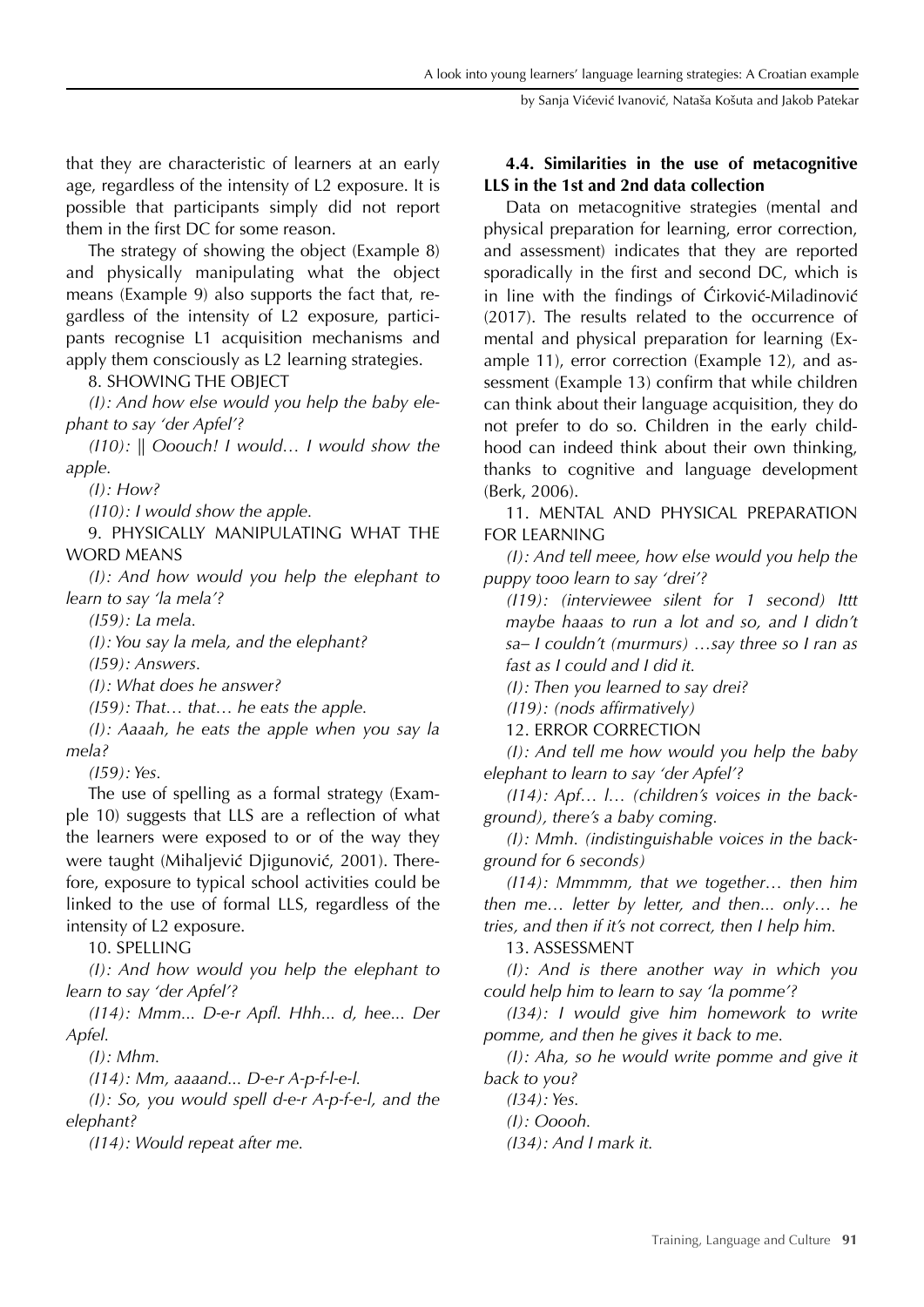that they are characteristic of learners at an early age, regardless of the intensity of L2 exposure. It is possible that participants simply did not report them in the first DC for some reason.

The strategy of showing the object (Example 8) and physically manipulating what the object means (Example 9) also supports the fact that, regardless of the intensity of L2 exposure, participants recognise L1 acquisition mechanisms and apply them consciously as L2 learning strategies.

8. SHOWING THE OBJECT

*(I): And how else would you help the baby elephant to say 'der Apfel'?*

*(I10): || Ooouch! I would… I would show the apple.*

*(I): How?*

*(I10): I would show the apple.*

9. PHYSICALLY MANIPULATING WHAT THE WORD MEANS

*(I): And how would you help the elephant to learn to say 'la mela'?*

*(I59): La mela.*

*(I): You say la mela, and the elephant?*

*(I59): Answers.*

*(I): What does he answer?*

*(I59): That… that… he eats the apple.*

*(I): Aaaah, he eats the apple when you say la mela?*

*(I59): Yes.*

The use of spelling as a formal strategy (Example 10) suggests that LLS are a reflection of what the learners were exposed to or of the way they were taught (Mihaljević Djigunović, 2001). Therefore, exposure to typical school activities could be linked to the use of formal LLS, regardless of the intensity of L2 exposure.

10. SPELLING

*(I): And how would you help the elephant to learn to say 'der Apfel'?*

*(I14): Mmm... D-e-r Apfl. Hhh... d, hee... Der Apfel.*

*(I): Mhm.*

*(I14): Mm, aaaand... D-e-r A-p-f-l-e-l.*

*(I): So, you would spell d-e-r A-p-f-e-l, and the elephant?*

*(I14): Would repeat after me.*

**4.4. Similarities in the use of metacognitive LLS in the 1st and 2nd data collection**

Data on metacognitive strategies (mental and physical preparation for learning, error correction, and assessment) indicates that they are reported sporadically in the first and second DC, which is in line with the findings of Ćirković-Miladinović (2017). The results related to the occurrence of mental and physical preparation for learning (Example 11), error correction (Example 12), and assessment (Example 13) confirm that while children can think about their language acquisition, they do not prefer to do so. Children in the early childhood can indeed think about their own thinking, thanks to cognitive and language development (Berk, 2006).

11. MENTAL AND PHYSICAL PREPARATION FOR LEARNING

*(I): And tell meee, how else would you help the puppy tooo learn to say 'drei'?*

*(I19): (interviewee silent for 1 second) Ittt maybe haaas to run a lot and so, and I didn't sa– I couldn't (murmurs) …say three so I ran as fast as I could and I did it.*

*(I): Then you learned to say drei?*

*(I19): (nods affirmatively)*

12. ERROR CORRECTION

*(I): And tell me how would you help the baby elephant to learn to say 'der Apfel'?*

*(I14): Apf… l… (children's voices in the background), there's a baby coming.*

*(I): Mmh. (indistinguishable voices in the background for 6 seconds)*

*(I14): Mmmmm, that we together… then him then me… letter by letter, and then... only… he tries, and then if it's not correct, then I help him.*

13. ASSESSMENT

*(I): And is there another way in which you could help him to learn to say 'la pomme'?*

*(I34): I would give him homework to write pomme, and then he gives it back to me.*

*(I): Aha, so he would write pomme and give it back to you?*

*(I34): Yes.*

*(I): Ooooh.*

*(I34): And I mark it.*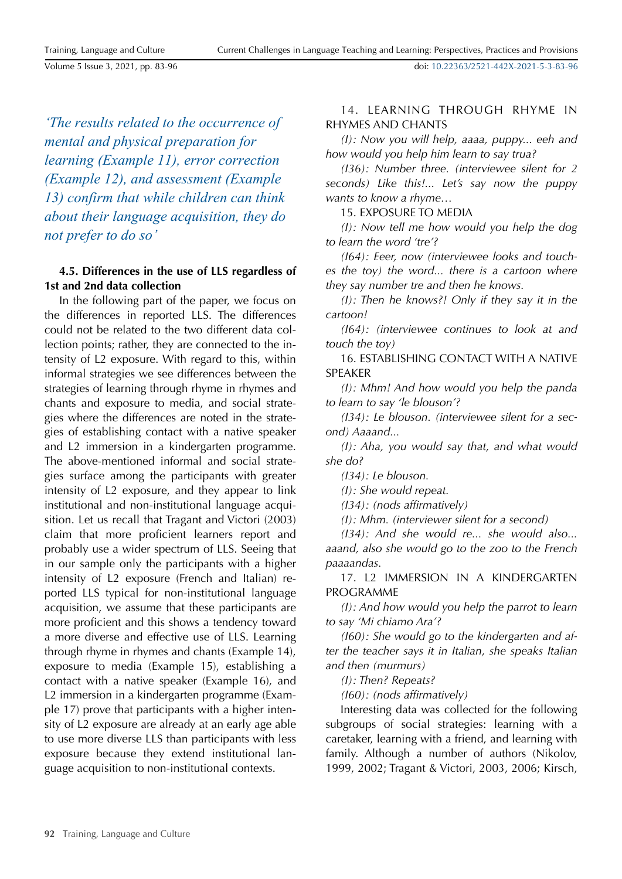*'The results related to the occurrence of mental and physical preparation for learning (Example 11), error correction (Example 12), and assessment (Example 13) confirm that while children can think about their language acquisition, they do not prefer to do so'*

### 4.5. Differences in the use of LLS regardless of 1st and 2nd data collection

In the following part of the paper, we focus on the differences in reported LLS. The differences could not be related to the two different data collection points; rather, they are connected to the intensity of L2 exposure. With regard to this, within informal strategies we see differences between the strategies of learning through rhyme in rhymes and chants and exposure to media, and social strategies where the differences are noted in the strategies of establishing contact with a native speaker and L2 immersion in a kindergarten programme. The above-mentioned informal and social strategies surface among the participants with greater intensity of L2 exposure, and they appear to link institutional and non-institutional language acquisition. Let us recall that Tragant and Victori (2003) claim that more proficient learners report and probably use a wider spectrum of LLS. Seeing that in our sample only the participants with a higher intensity of L2 exposure (French and Italian) reported LLS typical for non-institutional language acquisition, we assume that these participants are more proficient and this shows a tendency toward a more diverse and effective use of LLS. Learning through rhyme in rhymes and chants (Example 14), exposure to media (Example 15), establishing a contact with a native speaker (Example 16), and L2 immersion in a kindergarten programme (Example 17) prove that participants with a higher intensity of L2 exposure are already at an early age able to use more diverse LLS than participants with less exposure because they extend institutional language acquisition to non-institutional contexts.

14. LEARNING THROUGH RHYME IN RHYMES AND CHANTS

*(I): Now you will help, aaaa, puppy... eeh and how would you help him learn to say trua?*

*(I36): Number three. (interviewee silent for 2 seconds) Like this!... Let's say now the puppy wants to know a rhyme…*

15. EXPOSURE TO MEDIA

*(I): Now tell me how would you help the dog to learn the word 'tre'?*

*(I64): Eeer, now (interviewee looks and touches the toy) the word... there is a cartoon where they say number tre and then he knows.*

*(I): Then he knows?! Only if they say it in the cartoon!*

*(I64): (interviewee continues to look at and touch the toy)*

16. ESTABLISHING CONTACT WITH A NATIVE SPEAKER

*(I): Mhm! And how would you help the panda to learn to say 'le blouson'?*

*(I34): Le blouson. (interviewee silent for a second) Aaaand...*

*(I): Aha, you would say that, and what would she do?*

*(I34): Le blouson.*

*(I): She would repeat.*

*(I34): (nods affirmatively)*

*(I): Mhm. (interviewer silent for a second)*

*(I34): And she would re... she would also... aaand, also she would go to the zoo to the French paaaandas.*

17. L2 IMMERSION IN A KINDERGARTEN PROGRAMME

*(I): And how would you help the parrot to learn to say 'Mi chiamo Ara'?*

*(I60): She would go to the kindergarten and after the teacher says it in Italian, she speaks Italian and then (murmurs)*

*(I): Then? Repeats?*

*(I60): (nods affirmatively)*

Interesting data was collected for the following subgroups of social strategies: learning with a caretaker, learning with a friend, and learning with family. Although a number of authors (Nikolov, 1999, 2002; Tragant & Victori, 2003, 2006; Kirsch,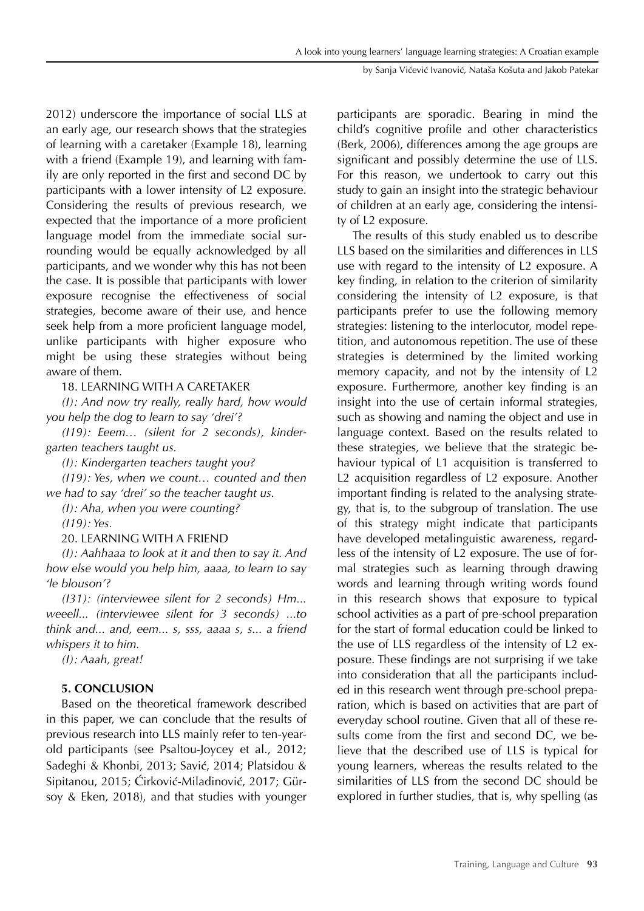2012) underscore the importance of social LLS at an early age, our research shows that the strategies of learning with a caretaker (Example 18), learning with a friend (Example 19), and learning with family are only reported in the first and second DC by participants with a lower intensity of L2 exposure. Considering the results of previous research, we expected that the importance of a more proficient language model from the immediate social surrounding would be equally acknowledged by all participants, and we wonder why this has not been the case. It is possible that participants with lower exposure recognise the effectiveness of social strategies, become aware of their use, and hence seek help from a more proficient language model, unlike participants with higher exposure who might be using these strategies without being aware of them.

18. LEARNING WITH A CARETAKER

*(I): And now try really, really hard, how would you help the dog to learn to say 'drei'?*

*(I19): Eeem… (silent for 2 seconds), kindergarten teachers taught us.*

*(I): Kindergarten teachers taught you?*

*(I19): Yes, when we count… counted and then we had to say 'drei' so the teacher taught us.*

*(I): Aha, when you were counting?*

*(I19): Yes.*

20. LEARNING WITH A FRIEND

*(I): Aahhaaa to look at it and then to say it. And how else would you help him, aaaa, to learn to say 'le blouson'?*

*(I31): (interviewee silent for 2 seconds) Hm... weeell... (interviewee silent for 3 seconds) ...to think and... and, eem... s, sss, aaaa s, s... a friend whispers it to him.*

*(I): Aaah, great!*

## 5. CONCLUSION

Based on the theoretical framework described in this paper, we can conclude that the results of previous research into LLS mainly refer to ten-year-old participants (see Psaltou-Joycey et al., 2012; Sadeghi & Khonbi, 2013; Savić, 2014; Platsidou & Sipitanou, 2015; Ćirković-Miladinović, 2017; Gürsoy & Eken, 2018), and that studies with younger participants are sporadic. Bearing in mind the child's cognitive profile and other characteristics (Berk, 2006), differences among the age groups are significant and possibly determine the use of LLS. For this reason, we undertook to carry out this study to gain an insight into the strategic behaviour of children at an early age, considering the intensity of L2 exposure.

The results of this study enabled us to describe LLS based on the similarities and differences in LLS use with regard to the intensity of L2 exposure. A key finding, in relation to the criterion of similarity considering the intensity of L2 exposure, is that participants prefer to use the following memory strategies: listening to the interlocutor, model repetition, and autonomous repetition. The use of these strategies is determined by the limited working memory capacity, and not by the intensity of L2 exposure. Furthermore, another key finding is an insight into the use of certain informal strategies, such as showing and naming the object and use in language context. Based on the results related to these strategies, we believe that the strategic behaviour typical of L1 acquisition is transferred to L2 acquisition regardless of L2 exposure. Another important finding is related to the analysing strategy, that is, to the subgroup of translation. The use of this strategy might indicate that participants have developed metalinguistic awareness, regardless of the intensity of L2 exposure. The use of formal strategies such as learning through drawing words and learning through writing words found in this research shows that exposure to typical school activities as a part of pre-school preparation for the start of formal education could be linked to the use of LLS regardless of the intensity of L2 exposure. These findings are not surprising if we take into consideration that all the participants included in this research went through pre-school preparation, which is based on activities that are part of everyday school routine. Given that all of these results come from the first and second DC, we believe that the described use of LLS is typical for young learners, whereas the results related to the similarities of LLS from the second DC should be explored in further studies, that is, why spelling (as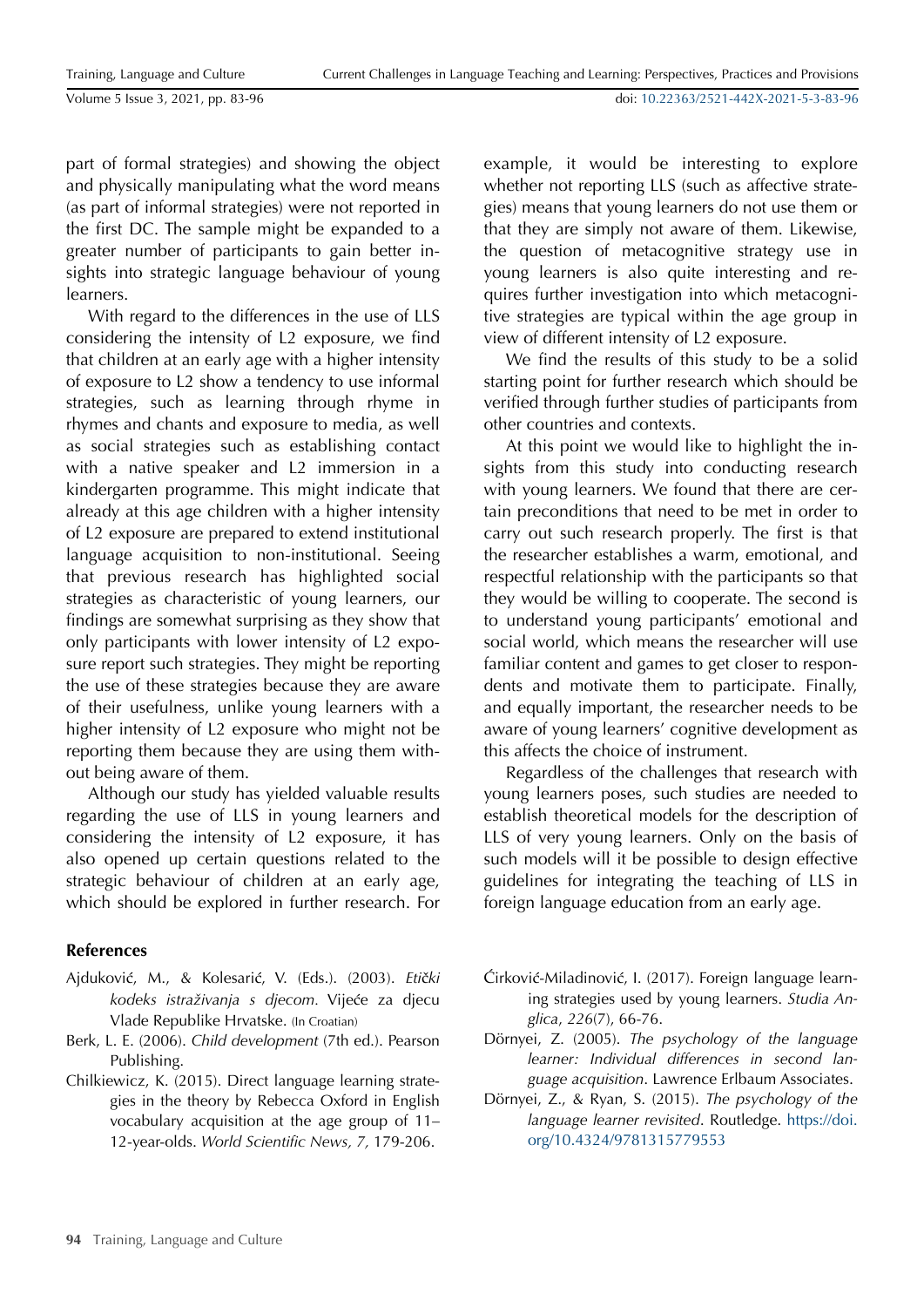part of formal strategies) and showing the object and physically manipulating what the word means (as part of informal strategies) were not reported in the first DC. The sample might be expanded to a greater number of participants to gain better insights into strategic language behaviour of young learners.

With regard to the differences in the use of LLS considering the intensity of L2 exposure, we find that children at an early age with a higher intensity of exposure to L2 show a tendency to use informal strategies, such as learning through rhyme in rhymes and chants and exposure to media, as well as social strategies such as establishing contact with a native speaker and L2 immersion in a kindergarten programme. This might indicate that already at this age children with a higher intensity of L2 exposure are prepared to extend institutional language acquisition to non-institutional. Seeing that previous research has highlighted social strategies as characteristic of young learners, our findings are somewhat surprising as they show that only participants with lower intensity of L2 exposure report such strategies. They might be reporting the use of these strategies because they are aware of their usefulness, unlike young learners with a higher intensity of L2 exposure who might not be reporting them because they are using them without being aware of them.

Although our study has yielded valuable results regarding the use of LLS in young learners and considering the intensity of L2 exposure, it has also opened up certain questions related to the strategic behaviour of children at an early age, which should be explored in further research. For example, it would be interesting to explore whether not reporting LLS (such as affective strategies) means that young learners do not use them or that they are simply not aware of them. Likewise, the question of metacognitive strategy use in young learners is also quite interesting and requires further investigation into which metacognitive strategies are typical within the age group in view of different intensity of L2 exposure.

We find the results of this study to be a solid starting point for further research which should be verified through further studies of participants from other countries and contexts.

At this point we would like to highlight the insights from this study into conducting research with young learners. We found that there are certain preconditions that need to be met in order to carry out such research properly. The first is that the researcher establishes a warm, emotional, and respectful relationship with the participants so that they would be willing to cooperate. The second is to understand young participants' emotional and social world, which means the researcher will use familiar content and games to get closer to respondents and motivate them to participate. Finally, and equally important, the researcher needs to be aware of young learners' cognitive development as this affects the choice of instrument.

Regardless of the challenges that research with young learners poses, such studies are needed to establish theoretical models for the description of LLS of very young learners. Only on the basis of such models will it be possible to design effective guidelines for integrating the teaching of LLS in foreign language education from an early age.

## References

Ajduković, M., & Kolesarić, V. (Eds.). (2003). *Etički kodeks istraživanja s djecom*. Vijeće za djecu Vlade Republike Hrvatske. (In Croatian)

Berk, L. E. (2006). *Child development* (7th ed.). Pearson Publishing.

Chilkiewicz, K. (2015). Direct language learning strategies in the theory by Rebecca Oxford in English vocabulary acquisition at the age group of 11–12-year-olds. *World Scientific News, 7*, 179-206.

Ćirković-Miladinović, I. (2017). Foreign language learning strategies used by young learners. *Studia Anglica*, *226*(7), 66-76.

Dörnyei, Z. (2005). *The psychology of the language learner: Individual differences in second language acquisition*. Lawrence Erlbaum Associates.

Dörnyei, Z., & Ryan, S. (2015). *The psychology of the language learner revisited*. Routledge. https://doi.org/10.4324/9781315779553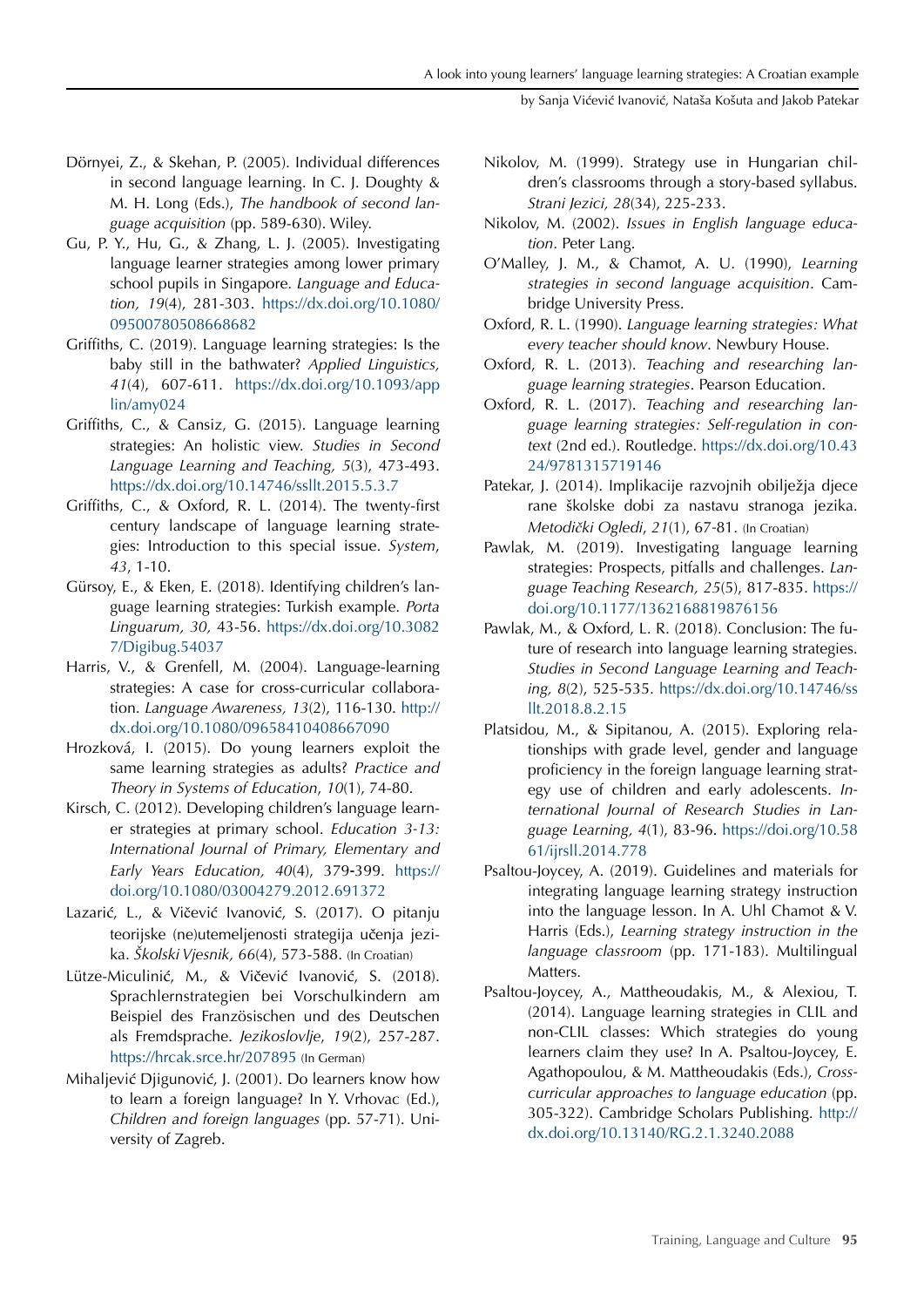Dörnyei, Z., & Skehan, P. (2005). Individual differences in second language learning. In C. J. Doughty & M. H. Long (Eds.), *The handbook of second language acquisition* (pp. 589-630). Wiley.

Gu, P. Y., Hu, G., & Zhang, L. J. (2005). Investigating language learner strategies among lower primary school pupils in Singapore. *Language and Education, 19*(4), 281-303. https://dx.doi.org/10.1080/09500780508668682

Griffiths, C. (2019). Language learning strategies: Is the baby still in the bathwater? *Applied Linguistics, 41*(4), 607-611. https://dx.doi.org/10.1093/applin/amy024

Griffiths, C., & Cansiz, G. (2015). Language learning strategies: An holistic view. *Studies in Second Language Learning and Teaching, 5*(3), 473-493. https://dx.doi.org/10.14746/ssllt.2015.5.3.7

Griffiths, C., & Oxford, R. L. (2014). The twenty-first century landscape of language learning strategies: Introduction to this special issue. *System*, *43*, 1-10.

Gürsoy, E., & Eken, E. (2018). Identifying children's language learning strategies: Turkish example. *Porta Linguarum, 30,* 43-56. https://dx.doi.org/10.30827/Digibug.54037

Harris, V., & Grenfell, M. (2004). Language-learning strategies: A case for cross-curricular collaboration. *Language Awareness, 13*(2), 116-130. http://dx.doi.org/10.1080/09658410408667090

Hrozková, I. (2015). Do young learners exploit the same learning strategies as adults? *Practice and Theory in Systems of Education*, *10*(1), 74-80.

Kirsch, C. (2012). Developing children's language learner strategies at primary school. *Education 3-13: International Journal of Primary, Elementary and Early Years Education, 40*(4), 379-399. https://doi.org/10.1080/03004279.2012.691372

Lazarić, L., & Vičević Ivanović, S. (2017). O pitanju teorijske (ne)utemeljenosti strategija učenja jezika. *Školski Vjesnik, 66*(4), 573-588. (In Croatian)

Lütze-Miculinić, M., & Vičević Ivanović, S. (2018). Sprachlernstrategien bei Vorschulkindern am Beispiel des Französischen und des Deutschen als Fremdsprache. *Jezikoslovlje*, *19*(2), 257-287. https://hrcak.srce.hr/207895 (In German)

Mihaljević Djigunović, J. (2001). Do learners know how to learn a foreign language? In Y. Vrhovac (Ed.), *Children and foreign languages* (pp. 57-71). University of Zagreb.

Nikolov, M. (1999). Strategy use in Hungarian children's classrooms through a story-based syllabus. *Strani Jezici, 28*(34), 225-233.

Nikolov, M. (2002). *Issues in English language education*. Peter Lang.

O'Malley, J. M., & Chamot, A. U. (1990), *Learning strategies in second language acquisition*. Cambridge University Press.

Oxford, R. L. (1990). *Language learning strategies: What every teacher should know*. Newbury House.

Oxford, R. L. (2013). *Teaching and researching language learning strategies*. Pearson Education.

Oxford, R. L. (2017). *Teaching and researching language learning strategies: Self-regulation in context* (2nd ed.). Routledge. https://dx.doi.org/10.4324/9781315719146

Patekar, J. (2014). Implikacije razvojnih obilježja djece rane školske dobi za nastavu stranoga jezika. *Metodički Ogledi*, *21*(1), 67-81. (In Croatian)

Pawlak, M. (2019). Investigating language learning strategies: Prospects, pitfalls and challenges. *Language Teaching Research, 25*(5), 817-835. https://doi.org/10.1177/1362168819876156

Pawlak, M., & Oxford, L. R. (2018). Conclusion: The future of research into language learning strategies. *Studies in Second Language Learning and Teaching, 8*(2), 525-535. https://dx.doi.org/10.14746/ssllt.2018.8.2.15

Platsidou, M., & Sipitanou, A. (2015). Exploring relationships with grade level, gender and language proficiency in the foreign language learning strategy use of children and early adolescents. *International Journal of Research Studies in Language Learning, 4*(1), 83-96. https://doi.org/10.5861/ijrsll.2014.778

Psaltou-Joycey, A. (2019). Guidelines and materials for integrating language learning strategy instruction into the language lesson. In A. Uhl Chamot & V. Harris (Eds.), *Learning strategy instruction in the language classroom* (pp. 171-183). Multilingual Matters.

Psaltou-Joycey, A., Mattheoudakis, M., & Alexiou, T. (2014). Language learning strategies in CLIL and non-CLIL classes: Which strategies do young learners claim they use? In A. Psaltou-Joycey, E. Agathopoulou, & M. Mattheoudakis (Eds.), *Cross-curricular approaches to language education* (pp. 305-322). Cambridge Scholars Publishing. http://dx.doi.org/10.13140/RG.2.1.3240.2088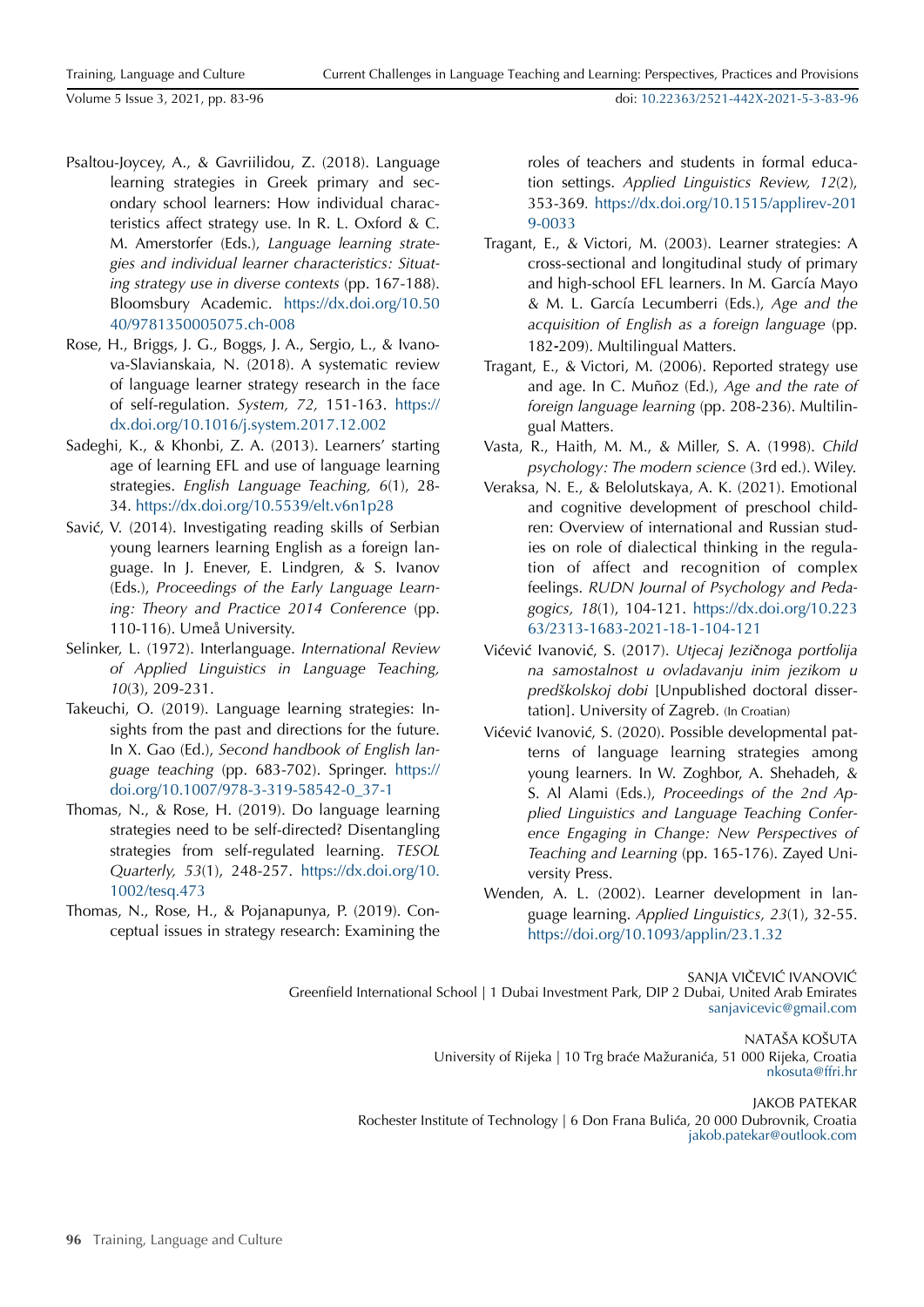Psaltou-Joycey, A., & Gavriilidou, Z. (2018). Language learning strategies in Greek primary and secondary school learners: How individual characteristics affect strategy use. In R. L. Oxford & C. M. Amerstorfer (Eds.), *Language learning strategies and individual learner characteristics: Situating strategy use in diverse contexts* (pp. 167-188). Bloomsbury Academic. https://dx.doi.org/10.5040/9781350005075.ch-008

Rose, H., Briggs, J. G., Boggs, J. A., Sergio, L., & Ivanova-Slavianskaia, N. (2018). A systematic review of language learner strategy research in the face of self-regulation. *System, 72*, 151-163. https://dx.doi.org/10.1016/j.system.2017.12.002

Sadeghi, K., & Khonbi, Z. A. (2013). Learners' starting age of learning EFL and use of language learning strategies. *English Language Teaching, 6*(1), 28-34. https://dx.doi.org/10.5539/elt.v6n1p28

Savić, V. (2014). Investigating reading skills of Serbian young learners learning English as a foreign language. In J. Enever, E. Lindgren, & S. Ivanov (Eds.), *Proceedings of the Early Language Learning: Theory and Practice 2014 Conference* (pp. 110-116). Umeå University.

Selinker, L. (1972). Interlanguage. *International Review of Applied Linguistics in Language Teaching, 10*(3), 209-231.

Takeuchi, O. (2019). Language learning strategies: Insights from the past and directions for the future. In X. Gao (Ed.), *Second handbook of English language teaching* (pp. 683-702). Springer. https://doi.org/10.1007/978-3-319-58542-0_37-1

Thomas, N., & Rose, H. (2019). Do language learning strategies need to be self-directed? Disentangling strategies from self-regulated learning. *TESOL Quarterly, 53*(1), 248-257. https://dx.doi.org/10.1002/tesq.473

Thomas, N., Rose, H., & Pojanapunya, P. (2019). Conceptual issues in strategy research: Examining the roles of teachers and students in formal education settings. *Applied Linguistics Review, 12*(2), 353-369. https://dx.doi.org/10.1515/applirev-2019-0033

Tragant, E., & Victori, M. (2003). Learner strategies: A cross-sectional and longitudinal study of primary and high-school EFL learners. In M. García Mayo & M. L. García Lecumberri (Eds.), *Age and the acquisition of English as a foreign language* (pp. 182-209). Multilingual Matters.

Tragant, E., & Victori, M. (2006). Reported strategy use and age. In C. Muñoz (Ed.), *Age and the rate of foreign language learning* (pp. 208-236). Multilingual Matters.

Vasta, R., Haith, M. M., & Miller, S. A. (1998). *Child psychology: The modern science* (3rd ed.). Wiley.

Veraksa, N. E., & Belolutskaya, A. K. (2021). Emotional and cognitive development of preschool children: Overview of international and Russian studies on role of dialectical thinking in the regulation of affect and recognition of complex feelings. *RUDN Journal of Psychology and Pedagogics, 18*(1), 104-121. https://dx.doi.org/10.22363/2313-1683-2021-18-1-104-121

Vićević Ivanović, S. (2017). *Utjecaj Jezičnoga portfolija na samostalnost u ovladavanju inim jezikom u predškolskoj dobi* [Unpublished doctoral dissertation]. University of Zagreb. (In Croatian)

Vićević Ivanović, S. (2020). Possible developmental patterns of language learning strategies among young learners. In W. Zoghbor, A. Shehadeh, & S. Al Alami (Eds.), *Proceedings of the 2nd Applied Linguistics and Language Teaching Conference Engaging in Change: New Perspectives of Teaching and Learning* (pp. 165-176). Zayed University Press.

Wenden, A. L. (2002). Learner development in language learning. *Applied Linguistics, 23*(1), 32-55. https://doi.org/10.1093/applin/23.1.32

SANJA VIČEVIĆ IVANOVIĆ
Greenfield International School | 1 Dubai Investment Park, DIP 2 Dubai, United Arab Emirates
sanjavicevic@gmail.com

NATAŠA KOŠUTA
University of Rijeka | 10 Trg braće Mažuranića, 51 000 Rijeka, Croatia
nkosuta@ffri.hr

JAKOB PATEKAR
Rochester Institute of Technology | 6 Don Frana Bulića, 20 000 Dubrovnik, Croatia
jakob.patekar@outlook.com